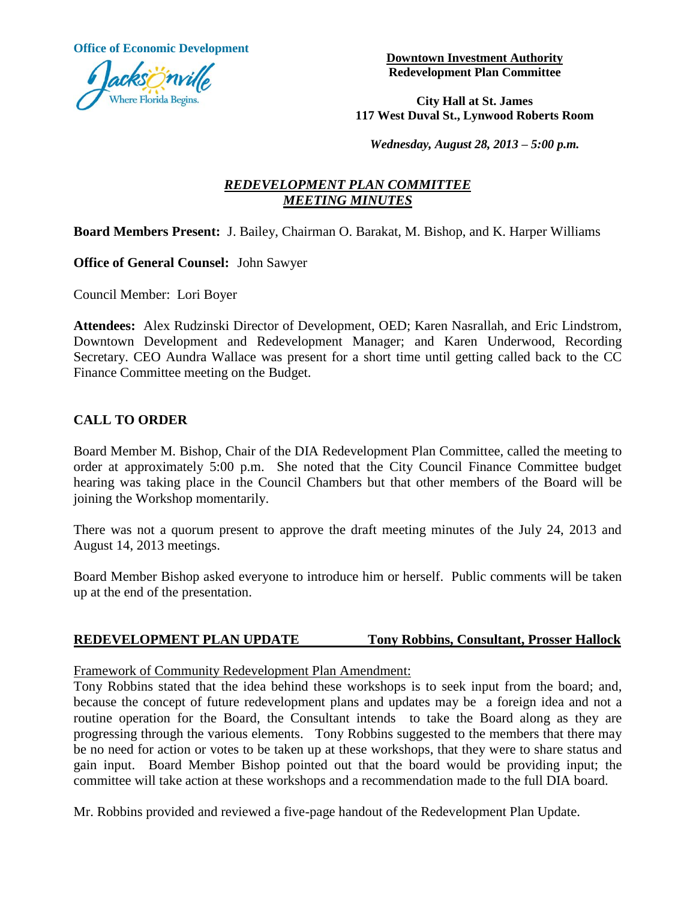**Office of Economic Development**

**Downtown Investment Authority**
**Redevelopment Plan Committee**

**City Hall at St. James**
**117 West Duval St., Lynwood Roberts Room**

***Wednesday, August 28, 2013 – 5:00 p.m.***

# ***REDEVELOPMENT PLAN COMMITTEE MEETING MINUTES***

**Board Members Present:** J. Bailey, Chairman O. Barakat, M. Bishop, and K. Harper Williams

**Office of General Counsel:** John Sawyer

Council Member: Lori Boyer

**Attendees:** Alex Rudzinski Director of Development, OED; Karen Nasrallah, and Eric Lindstrom, Downtown Development and Redevelopment Manager; and Karen Underwood, Recording Secretary. CEO Aundra Wallace was present for a short time until getting called back to the CC Finance Committee meeting on the Budget.

## CALL TO ORDER

Board Member M. Bishop, Chair of the DIA Redevelopment Plan Committee, called the meeting to order at approximately 5:00 p.m. She noted that the City Council Finance Committee budget hearing was taking place in the Council Chambers but that other members of the Board will be joining the Workshop momentarily.

There was not a quorum present to approve the draft meeting minutes of the July 24, 2013 and August 14, 2013 meetings.

Board Member Bishop asked everyone to introduce him or herself. Public comments will be taken up at the end of the presentation.

## REDEVELOPMENT PLAN UPDATE — Tony Robbins, Consultant, Prosser Hallock

Framework of Community Redevelopment Plan Amendment:
Tony Robbins stated that the idea behind these workshops is to seek input from the board; and, because the concept of future redevelopment plans and updates may be a foreign idea and not a routine operation for the Board, the Consultant intends to take the Board along as they are progressing through the various elements. Tony Robbins suggested to the members that there may be no need for action or votes to be taken up at these workshops, that they were to share status and gain input. Board Member Bishop pointed out that the board would be providing input; the committee will take action at these workshops and a recommendation made to the full DIA board.

Mr. Robbins provided and reviewed a five-page handout of the Redevelopment Plan Update.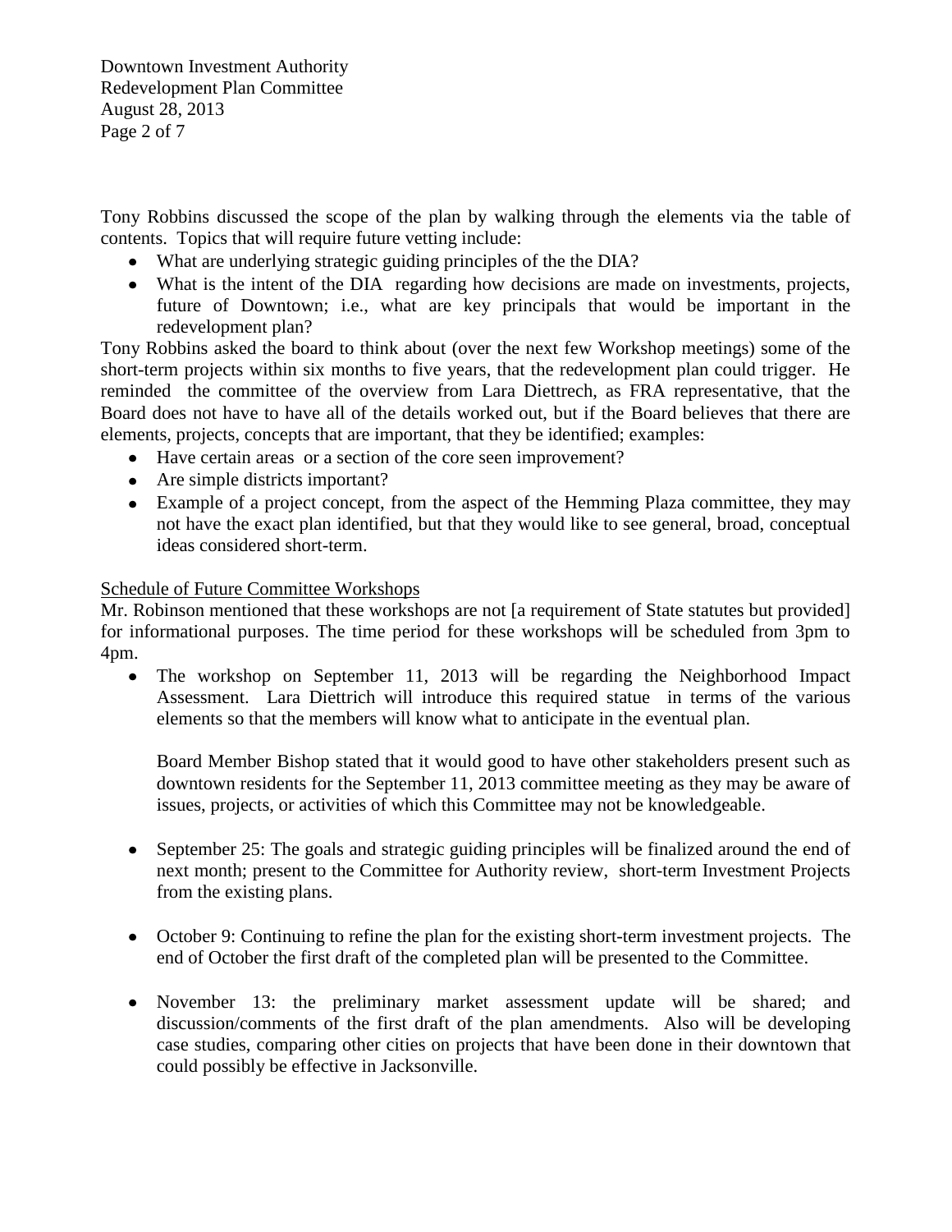Tony Robbins discussed the scope of the plan by walking through the elements via the table of contents. Topics that will require future vetting include:

- What are underlying strategic guiding principles of the the DIA?
- What is the intent of the DIA regarding how decisions are made on investments, projects, future of Downtown; i.e., what are key principals that would be important in the redevelopment plan?

Tony Robbins asked the board to think about (over the next few Workshop meetings) some of the short-term projects within six months to five years, that the redevelopment plan could trigger. He reminded the committee of the overview from Lara Diettrech, as FRA representative, that the Board does not have to have all of the details worked out, but if the Board believes that there are elements, projects, concepts that are important, that they be identified; examples:

- Have certain areas or a section of the core seen improvement?
- Are simple districts important?
- Example of a project concept, from the aspect of the Hemming Plaza committee, they may not have the exact plan identified, but that they would like to see general, broad, conceptual ideas considered short-term.

<u>Schedule of Future Committee Workshops</u>

Mr. Robinson mentioned that these workshops are not [a requirement of State statutes but provided] for informational purposes. The time period for these workshops will be scheduled from 3pm to 4pm.

- The workshop on September 11, 2013 will be regarding the Neighborhood Impact Assessment. Lara Diettrich will introduce this required statue in terms of the various elements so that the members will know what to anticipate in the eventual plan.

  Board Member Bishop stated that it would good to have other stakeholders present such as downtown residents for the September 11, 2013 committee meeting as they may be aware of issues, projects, or activities of which this Committee may not be knowledgeable.

- September 25: The goals and strategic guiding principles will be finalized around the end of next month; present to the Committee for Authority review, short-term Investment Projects from the existing plans.

- October 9: Continuing to refine the plan for the existing short-term investment projects. The end of October the first draft of the completed plan will be presented to the Committee.

- November 13: the preliminary market assessment update will be shared; and discussion/comments of the first draft of the plan amendments. Also will be developing case studies, comparing other cities on projects that have been done in their downtown that could possibly be effective in Jacksonville.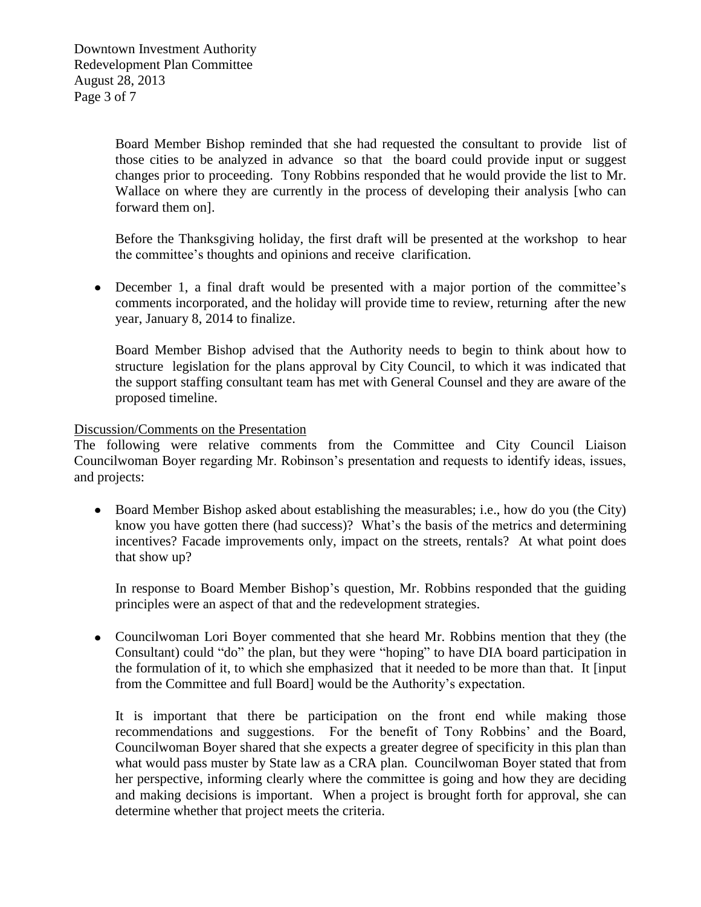Board Member Bishop reminded that she had requested the consultant to provide list of those cities to be analyzed in advance so that the board could provide input or suggest changes prior to proceeding. Tony Robbins responded that he would provide the list to Mr. Wallace on where they are currently in the process of developing their analysis [who can forward them on].

Before the Thanksgiving holiday, the first draft will be presented at the workshop to hear the committee's thoughts and opinions and receive clarification.

- December 1, a final draft would be presented with a major portion of the committee's comments incorporated, and the holiday will provide time to review, returning after the new year, January 8, 2014 to finalize.

Board Member Bishop advised that the Authority needs to begin to think about how to structure legislation for the plans approval by City Council, to which it was indicated that the support staffing consultant team has met with General Counsel and they are aware of the proposed timeline.

Discussion/Comments on the Presentation

The following were relative comments from the Committee and City Council Liaison Councilwoman Boyer regarding Mr. Robinson's presentation and requests to identify ideas, issues, and projects:

- Board Member Bishop asked about establishing the measurables; i.e., how do you (the City) know you have gotten there (had success)? What's the basis of the metrics and determining incentives? Facade improvements only, impact on the streets, rentals? At what point does that show up?

  In response to Board Member Bishop's question, Mr. Robbins responded that the guiding principles were an aspect of that and the redevelopment strategies.

- Councilwoman Lori Boyer commented that she heard Mr. Robbins mention that they (the Consultant) could "do" the plan, but they were "hoping" to have DIA board participation in the formulation of it, to which she emphasized that it needed to be more than that. It [input from the Committee and full Board] would be the Authority's expectation.

  It is important that there be participation on the front end while making those recommendations and suggestions. For the benefit of Tony Robbins' and the Board, Councilwoman Boyer shared that she expects a greater degree of specificity in this plan than what would pass muster by State law as a CRA plan. Councilwoman Boyer stated that from her perspective, informing clearly where the committee is going and how they are deciding and making decisions is important. When a project is brought forth for approval, she can determine whether that project meets the criteria.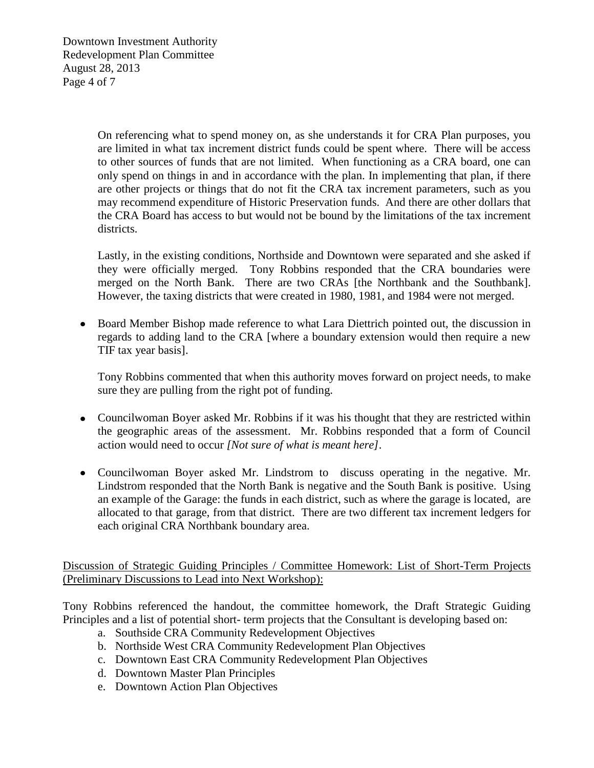On referencing what to spend money on, as she understands it for CRA Plan purposes, you are limited in what tax increment district funds could be spent where. There will be access to other sources of funds that are not limited. When functioning as a CRA board, one can only spend on things in and in accordance with the plan. In implementing that plan, if there are other projects or things that do not fit the CRA tax increment parameters, such as you may recommend expenditure of Historic Preservation funds. And there are other dollars that the CRA Board has access to but would not be bound by the limitations of the tax increment districts.

Lastly, in the existing conditions, Northside and Downtown were separated and she asked if they were officially merged. Tony Robbins responded that the CRA boundaries were merged on the North Bank. There are two CRAs [the Northbank and the Southbank]. However, the taxing districts that were created in 1980, 1981, and 1984 were not merged.

- Board Member Bishop made reference to what Lara Diettrich pointed out, the discussion in regards to adding land to the CRA [where a boundary extension would then require a new TIF tax year basis].

  Tony Robbins commented that when this authority moves forward on project needs, to make sure they are pulling from the right pot of funding.

- Councilwoman Boyer asked Mr. Robbins if it was his thought that they are restricted within the geographic areas of the assessment. Mr. Robbins responded that a form of Council action would need to occur *[Not sure of what is meant here]*.

- Councilwoman Boyer asked Mr. Lindstrom to discuss operating in the negative. Mr. Lindstrom responded that the North Bank is negative and the South Bank is positive. Using an example of the Garage: the funds in each district, such as where the garage is located, are allocated to that garage, from that district. There are two different tax increment ledgers for each original CRA Northbank boundary area.

<u>Discussion of Strategic Guiding Principles / Committee Homework: List of Short-Term Projects (Preliminary Discussions to Lead into Next Workshop):</u>

Tony Robbins referenced the handout, the committee homework, the Draft Strategic Guiding Principles and a list of potential short- term projects that the Consultant is developing based on:

a. Southside CRA Community Redevelopment Objectives
b. Northside West CRA Community Redevelopment Plan Objectives
c. Downtown East CRA Community Redevelopment Plan Objectives
d. Downtown Master Plan Principles
e. Downtown Action Plan Objectives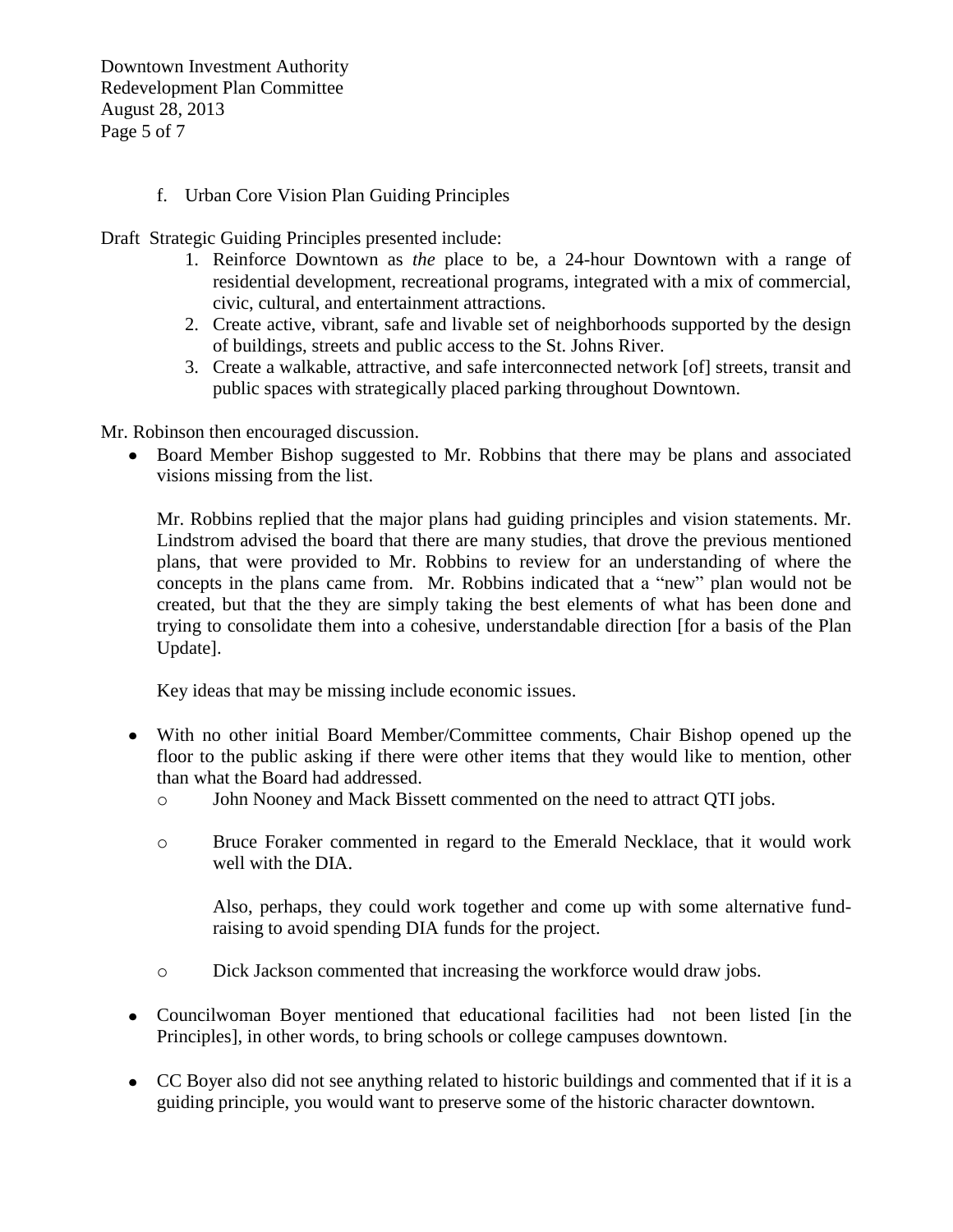f. Urban Core Vision Plan Guiding Principles

Draft Strategic Guiding Principles presented include:

1. Reinforce Downtown as *the* place to be, a 24-hour Downtown with a range of residential development, recreational programs, integrated with a mix of commercial, civic, cultural, and entertainment attractions.
2. Create active, vibrant, safe and livable set of neighborhoods supported by the design of buildings, streets and public access to the St. Johns River.
3. Create a walkable, attractive, and safe interconnected network [of] streets, transit and public spaces with strategically placed parking throughout Downtown.

Mr. Robinson then encouraged discussion.

- Board Member Bishop suggested to Mr. Robbins that there may be plans and associated visions missing from the list.

  Mr. Robbins replied that the major plans had guiding principles and vision statements. Mr. Lindstrom advised the board that there are many studies, that drove the previous mentioned plans, that were provided to Mr. Robbins to review for an understanding of where the concepts in the plans came from. Mr. Robbins indicated that a "new" plan would not be created, but that the they are simply taking the best elements of what has been done and trying to consolidate them into a cohesive, understandable direction [for a basis of the Plan Update].

  Key ideas that may be missing include economic issues.

- With no other initial Board Member/Committee comments, Chair Bishop opened up the floor to the public asking if there were other items that they would like to mention, other than what the Board had addressed.
  - John Nooney and Mack Bissett commented on the need to attract QTI jobs.
  - Bruce Foraker commented in regard to the Emerald Necklace, that it would work well with the DIA.

    Also, perhaps, they could work together and come up with some alternative fund-raising to avoid spending DIA funds for the project.
  - Dick Jackson commented that increasing the workforce would draw jobs.

- Councilwoman Boyer mentioned that educational facilities had not been listed [in the Principles], in other words, to bring schools or college campuses downtown.

- CC Boyer also did not see anything related to historic buildings and commented that if it is a guiding principle, you would want to preserve some of the historic character downtown.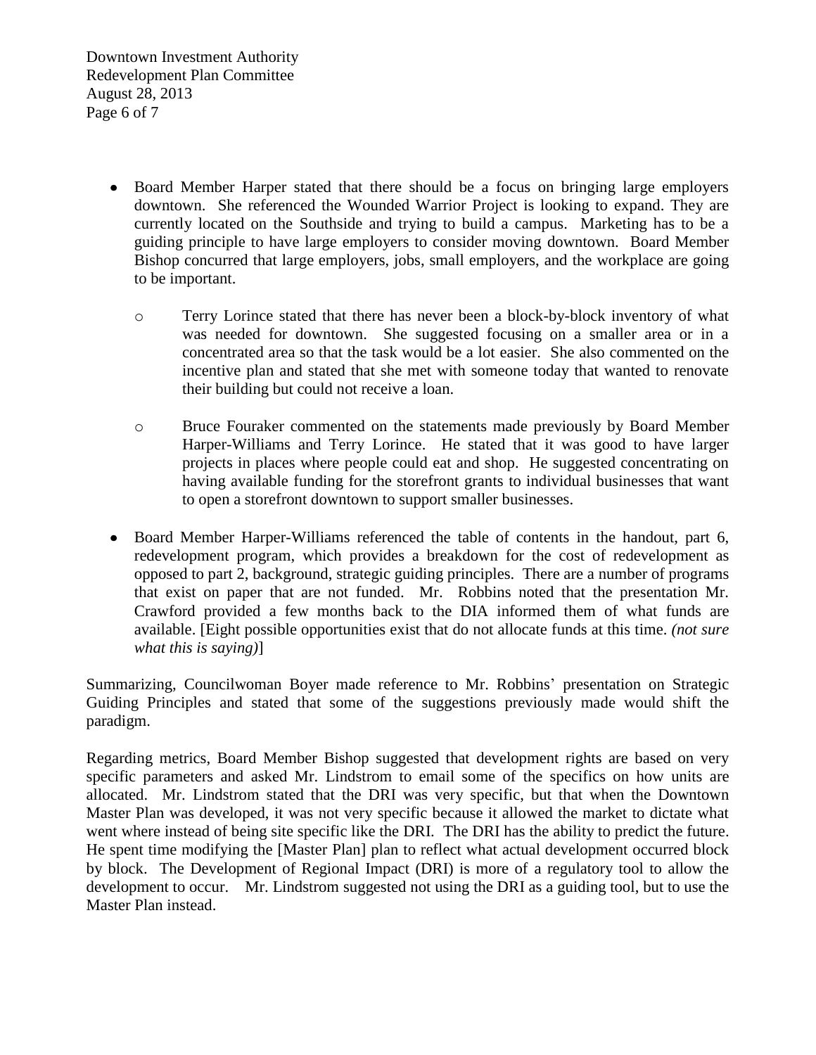- Board Member Harper stated that there should be a focus on bringing large employers downtown. She referenced the Wounded Warrior Project is looking to expand. They are currently located on the Southside and trying to build a campus. Marketing has to be a guiding principle to have large employers to consider moving downtown. Board Member Bishop concurred that large employers, jobs, small employers, and the workplace are going to be important.
  - Terry Lorince stated that there has never been a block-by-block inventory of what was needed for downtown. She suggested focusing on a smaller area or in a concentrated area so that the task would be a lot easier. She also commented on the incentive plan and stated that she met with someone today that wanted to renovate their building but could not receive a loan.
  - Bruce Fouraker commented on the statements made previously by Board Member Harper-Williams and Terry Lorince. He stated that it was good to have larger projects in places where people could eat and shop. He suggested concentrating on having available funding for the storefront grants to individual businesses that want to open a storefront downtown to support smaller businesses.
- Board Member Harper-Williams referenced the table of contents in the handout, part 6, redevelopment program, which provides a breakdown for the cost of redevelopment as opposed to part 2, background, strategic guiding principles. There are a number of programs that exist on paper that are not funded. Mr. Robbins noted that the presentation Mr. Crawford provided a few months back to the DIA informed them of what funds are available. [Eight possible opportunities exist that do not allocate funds at this time. *(not sure what this is saying)*]

Summarizing, Councilwoman Boyer made reference to Mr. Robbins' presentation on Strategic Guiding Principles and stated that some of the suggestions previously made would shift the paradigm.

Regarding metrics, Board Member Bishop suggested that development rights are based on very specific parameters and asked Mr. Lindstrom to email some of the specifics on how units are allocated. Mr. Lindstrom stated that the DRI was very specific, but that when the Downtown Master Plan was developed, it was not very specific because it allowed the market to dictate what went where instead of being site specific like the DRI. The DRI has the ability to predict the future. He spent time modifying the [Master Plan] plan to reflect what actual development occurred block by block. The Development of Regional Impact (DRI) is more of a regulatory tool to allow the development to occur. Mr. Lindstrom suggested not using the DRI as a guiding tool, but to use the Master Plan instead.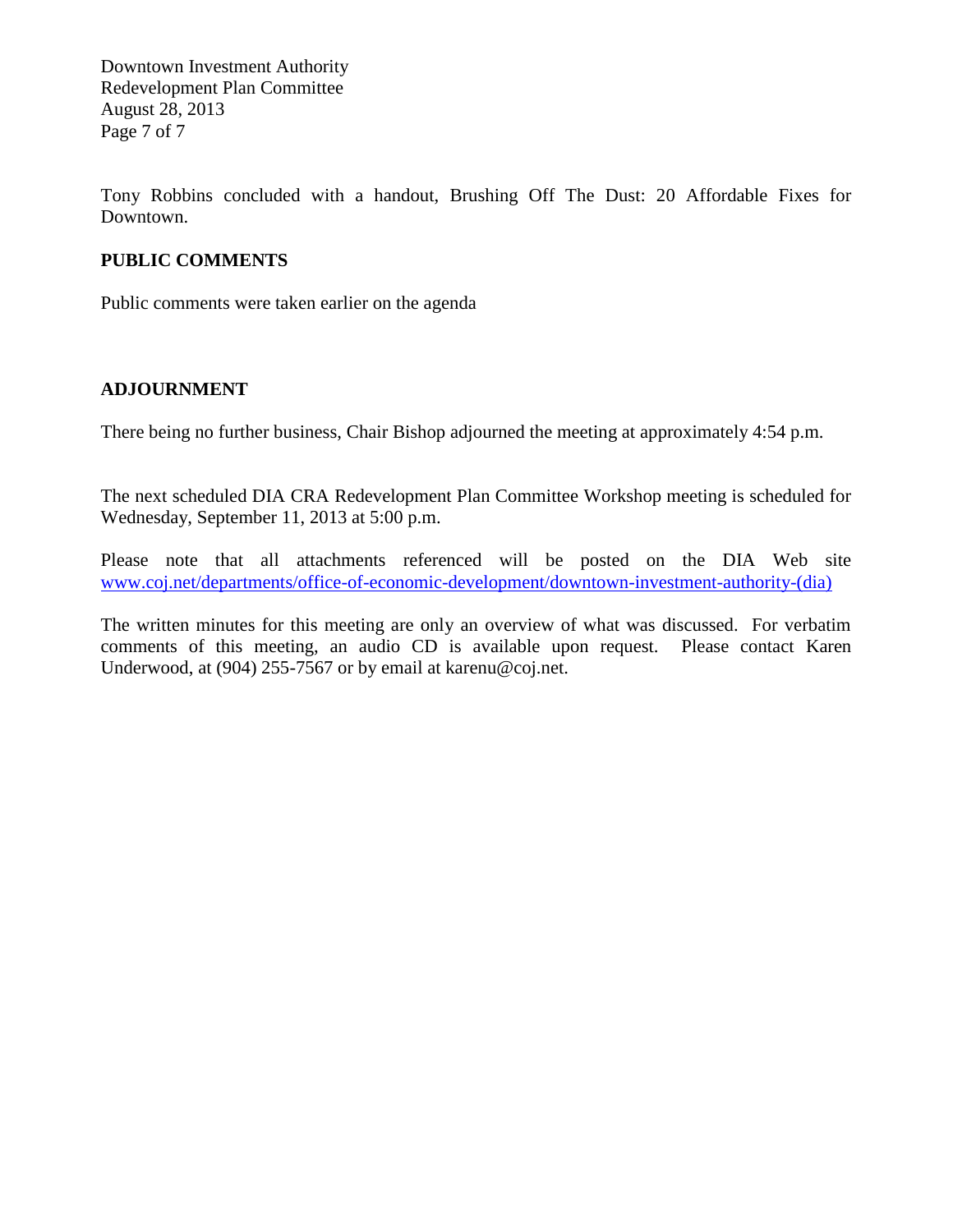Tony Robbins concluded with a handout, Brushing Off The Dust: 20 Affordable Fixes for Downtown.

**PUBLIC COMMENTS**

Public comments were taken earlier on the agenda

**ADJOURNMENT**

There being no further business, Chair Bishop adjourned the meeting at approximately 4:54 p.m.

The next scheduled DIA CRA Redevelopment Plan Committee Workshop meeting is scheduled for Wednesday, September 11, 2013 at 5:00 p.m.

Please note that all attachments referenced will be posted on the DIA Web site www.coj.net/departments/office-of-economic-development/downtown-investment-authority-(dia)

The written minutes for this meeting are only an overview of what was discussed. For verbatim comments of this meeting, an audio CD is available upon request. Please contact Karen Underwood, at (904) 255-7567 or by email at karenu@coj.net.